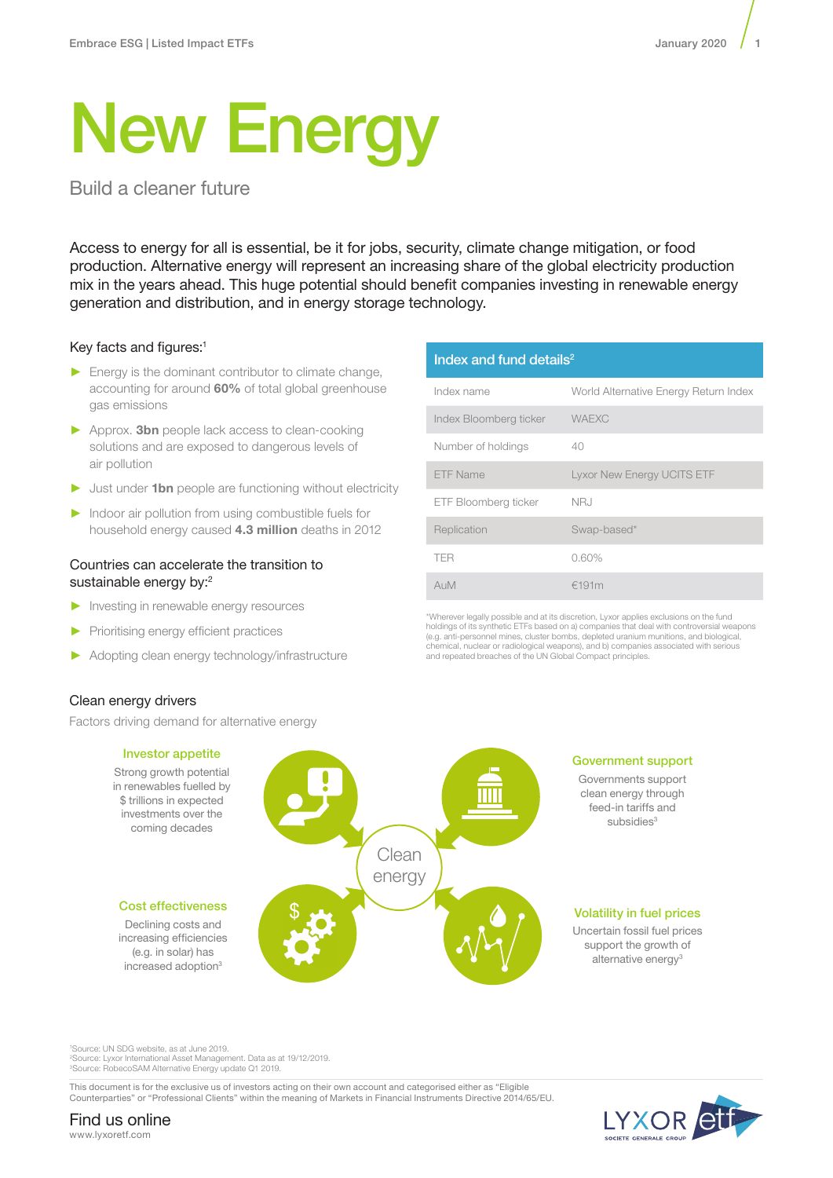# New Energy

Build a cleaner future

Access to energy for all is essential, be it for jobs, security, climate change mitigation, or food production. Alternative energy will represent an increasing share of the global electricity production mix in the years ahead. This huge potential should benefit companies investing in renewable energy generation and distribution, and in energy storage technology.

### Key facts and figures:[1]

- Energy is the dominant contributor to climate change, accounting for around **60%** of total global greenhouse gas emissions
- Approx. **3bn** people lack access to clean-cooking solutions and are exposed to dangerous levels of air pollution
- Just under **1bn** people are functioning without electricity
- Indoor air pollution from using combustible fuels for household energy caused **4.3 million** deaths in 2012

### Countries can accelerate the transition to sustainable energy by:[2]

- Investing in renewable energy resources
- Prioritising energy efficient practices
- Adopting clean energy technology/infrastructure

### Index and fund details[2]

| | |
|---|---|
| Index name | World Alternative Energy Return Index |
| Index Bloomberg ticker | WAEXC |
| Number of holdings | 40 |
| ETF Name | Lyxor New Energy UCITS ETF |
| ETF Bloomberg ticker | NRJ |
| Replication | Swap-based* |
| TER | 0.60% |
| AuM | €191m |

*Wherever legally possible and at its discretion, Lyxor applies exclusions on the fund holdings of its synthetic ETFs based on a) companies that deal with controversial weapons (e.g. anti-personnel mines, cluster bombs, depleted uranium munitions, and biological, chemical, nuclear or radiological weapons), and b) companies associated with serious and repeated breaches of the UN Global Compact principles.

### Clean energy drivers

Factors driving demand for alternative energy

Clean energy

**Investor appetite**
Strong growth potential in renewables fuelled by $ trillions in expected investments over the coming decades

**Government support**
Governments support clean energy through feed-in tariffs and subsidies[3]

**Cost effectiveness**
Declining costs and increasing efficiencies (e.g. in solar) has increased adoption[3]

**Volatility in fuel prices**
Uncertain fossil fuel prices support the growth of alternative energy[3]

[1]Source: UN SDG website, as at June 2019.
[2]Source: Lyxor International Asset Management. Data as at 19/12/2019.
[3]Source: RobecoSAM Alternative Energy update Q1 2019.

This document is for the exclusive us of investors acting on their own account and categorised either as "Eligible Counterparties" or "Professional Clients" within the meaning of Markets in Financial Instruments Directive 2014/65/EU.

Find us online
www.lyxoretf.com

LYXOR etf
SOCIETE GENERALE GROUP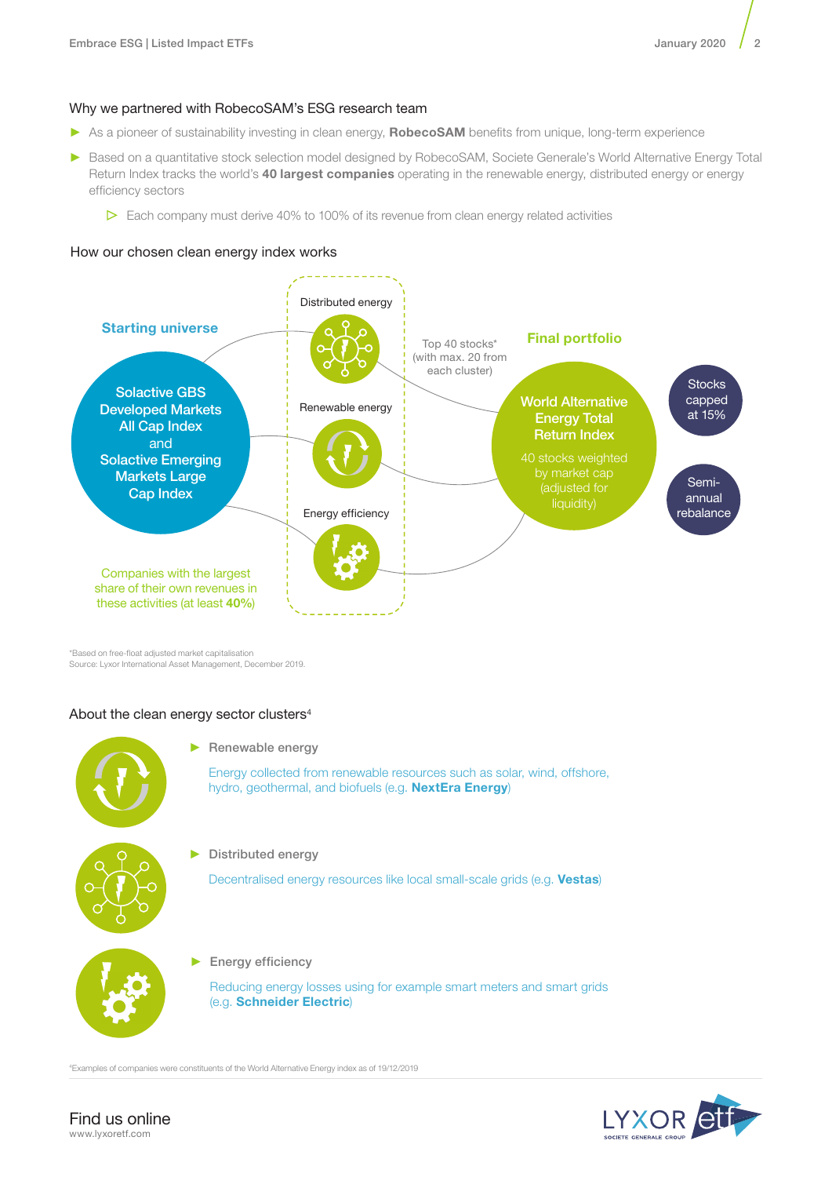## Why we partnered with RobecoSAM's ESG research team

- As a pioneer of sustainability investing in clean energy, **RobecoSAM** benefits from unique, long-term experience
- Based on a quantitative stock selection model designed by RobecoSAM, Societe Generale's World Alternative Energy Total Return Index tracks the world's **40 largest companies** operating in the renewable energy, distributed energy or energy efficiency sectors
  - Each company must derive 40% to 100% of its revenue from clean energy related activities

## How our chosen clean energy index works

**Starting universe**

Solactive GBS Developed Markets All Cap Index and Solactive Emerging Markets Large Cap Index

Companies with the largest share of their own revenues in these activities (at least **40%**)

Distributed energy

Renewable energy

Energy efficiency

Top 40 stocks* (with max. 20 from each cluster)

**Final portfolio**

World Alternative Energy Total Return Index

40 stocks weighted by market cap (adjusted for liquidity)

Stocks capped at 15%

Semi-annual rebalance

*Based on free-float adjusted market capitalisation
Source: Lyxor International Asset Management, December 2019.

## About the clean energy sector clusters[4]

- Renewable energy

  Energy collected from renewable resources such as solar, wind, offshore, hydro, geothermal, and biofuels (e.g. **NextEra Energy**)

- Distributed energy

  Decentralised energy resources like local small-scale grids (e.g. **Vestas**)

- Energy efficiency

  Reducing energy losses using for example smart meters and smart grids (e.g. **Schneider Electric**)

[4]Examples of companies were constituents of the World Alternative Energy index as of 19/12/2019

Find us online
www.lyxoretf.com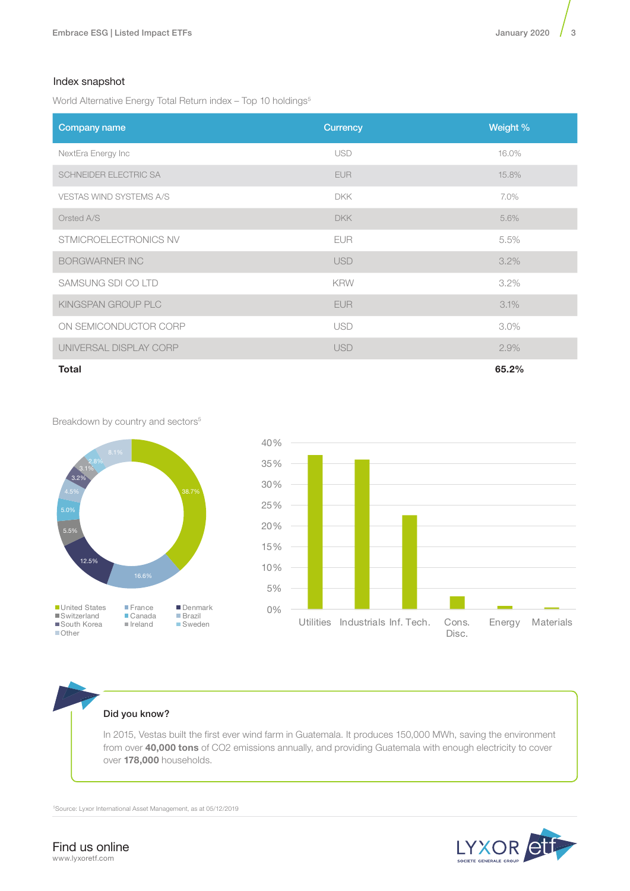## Index snapshot

World Alternative Energy Total Return index – Top 10 holdings[5]

| Company name | Currency | Weight % |
|---|---|---|
| NextEra Energy Inc | USD | 16.0% |
| SCHNEIDER ELECTRIC SA | EUR | 15.8% |
| VESTAS WIND SYSTEMS A/S | DKK | 7.0% |
| Orsted A/S | DKK | 5.6% |
| STMICROELECTRONICS NV | EUR | 5.5% |
| BORGWARNER INC | USD | 3.2% |
| SAMSUNG SDI CO LTD | KRW | 3.2% |
| KINGSPAN GROUP PLC | EUR | 3.1% |
| ON SEMICONDUCTOR CORP | USD | 3.0% |
| UNIVERSAL DISPLAY CORP | USD | 2.9% |
| **Total** | | **65.2%** |

Breakdown by country and sectors[5]

United States 38.7%, France 16.6%, Denmark 12.5%, Switzerland 5.5%, Canada 5.0%, Brazil 4.5%, South Korea 3.2%, Ireland 3.1%, Sweden 2.8%, Other 8.1%

Utilities, Industrials, Inf. Tech., Cons. Disc., Energy, Materials

### Did you know?

In 2015, Vestas built the first ever wind farm in Guatemala. It produces 150,000 MWh, saving the environment from over **40,000 tons** of CO2 emissions annually, and providing Guatemala with enough electricity to cover over **178,000** households.

[5]Source: Lyxor International Asset Management, as at 05/12/2019

Find us online
www.lyxoretf.com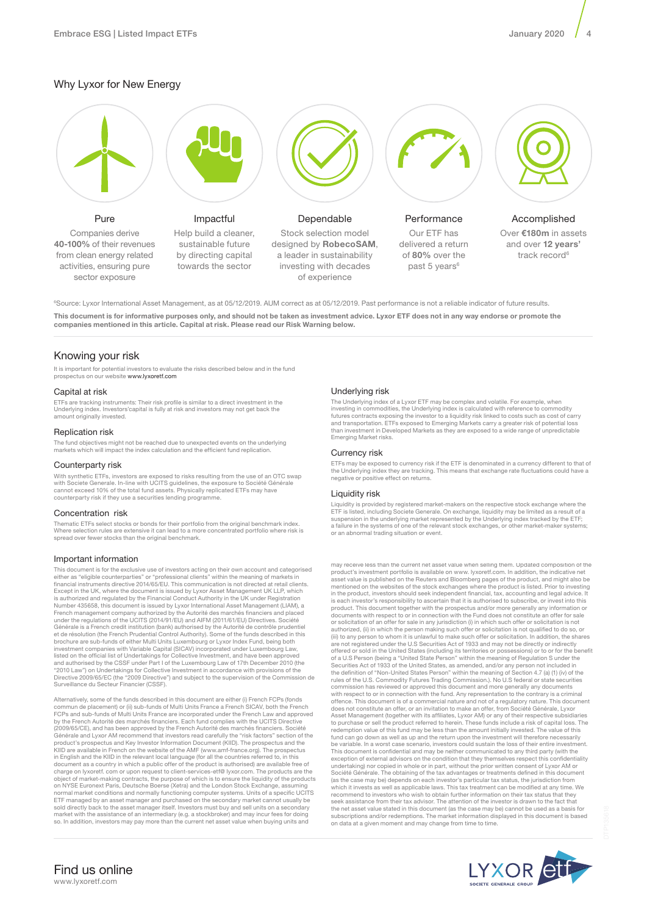## Why Lyxor for New Energy

**Pure**
Companies derive **40-100%** of their revenues from clean energy related activities, ensuring pure sector exposure

**Impactful**
Help build a cleaner, sustainable future by directing capital towards the sector

**Dependable**
Stock selection model designed by **RobecoSAM**, a leader in sustainability investing with decades of experience

**Performance**
Our ETF has delivered a return of **80%** over the past 5 years[6]

**Accomplished**
Over **€180m** in assets and over **12 years'** track record[6]

[6]Source: Lyxor International Asset Management, as at 05/12/2019. AUM correct as at 05/12/2019. Past performance is not a reliable indicator of future results.

**This document is for informative purposes only, and should not be taken as investment advice. Lyxor ETF does not in any way endorse or promote the companies mentioned in this article. Capital at risk. Please read our Risk Warning below.**

## Knowing your risk

It is important for potential investors to evaluate the risks described below and in the fund prospectus on our website www.lyxoretf.com

### Capital at risk

ETFs are tracking instruments: Their risk profile is similar to a direct investment in the Underlying index. Investors'capital is fully at risk and investors may not get back the amount originally invested.

### Replication risk

The fund objectives might not be reached due to unexpected events on the underlying markets which will impact the index calculation and the efficient fund replication.

### Counterparty risk

With synthetic ETFs, investors are exposed to risks resulting from the use of an OTC swap with Societe Generale. In-line with UCITS guidelines, the exposure to Société Générale cannot exceed 10% of the total fund assets. Physically replicated ETFs may have counterparty risk if they use a securities lending programme.

### Concentration risk

Thematic ETFs select stocks or bonds for their portfolio from the original benchmark index. Where selection rules are extensive it can lead to a more concentrated portfolio where risk is spread over fewer stocks than the original benchmark.

### Underlying risk

The Underlying index of a Lyxor ETF may be complex and volatile. For example, when investing in commodities, the Underlying index is calculated with reference to commodity futures contracts exposing the investor to a liquidity risk linked to costs such as cost of carry and transportation. ETFs exposed to Emerging Markets carry a greater risk of potential loss than investment in Developed Markets as they are exposed to a wide range of unpredictable Emerging Market risks.

### Currency risk

ETFs may be exposed to currency risk if the ETF is denominated in a currency different to that of the Underlying index they are tracking. This means that exchange rate fluctuations could have a negative or positive effect on returns.

### Liquidity risk

Liquidity is provided by registered market-makers on the respective stock exchange where the ETF is listed, including Societe Generale. On exchange, liquidity may be limited as a result of a suspension in the underlying market represented by the Underlying index tracked by the ETF; a failure in the systems of one of the relevant stock exchanges, or other market-maker systems; or an abnormal trading situation or event.

### Important information

This document is for the exclusive use of investors acting on their own account and categorised either as "eligible counterparties" or "professional clients" within the meaning of markets in financial instruments directive 2014/65/EU. This communication is not directed at retail clients. Except in the UK, where the document is issued by Lyxor Asset Management UK LLP, which is authorized and regulated by the Financial Conduct Authority in the UK under Registration Number 435658, this document is issued by Lyxor International Asset Management (LIAM), a French management company authorized by the Autorité des marchés financiers and placed under the regulations of the UCITS (2014/91/EU) and AIFM (2011/61/EU) Directives. Société Générale is a French credit institution (bank) authorised by the Autorité de contrôle prudentiel et de résolution (the French Prudential Control Authority). Some of the funds described in this brochure are sub-funds of either Multi Units Luxembourg or Lyxor Index Fund, being both investment companies with Variable Capital (SICAV) incorporated under Luxembourg Law, listed on the official list of Undertakings for Collective Investment, and have been approved and authorised by the CSSF under Part I of the Luxembourg Law of 17th December 2010 (the "2010 Law") on Undertakings for Collective Investment in accordance with provisions of the Directive 2009/65/EC (the "2009 Directive") and subject to the supervision of the Commission de Surveillance du Secteur Financier (CSSF).

Alternatively, some of the funds described in this document are either (i) French FCPs (fonds commun de placement) or (ii) sub-funds of Multi Units France a French SICAV, both the French FCPs and sub-funds of Multi Units France are incorporated under the French Law and approved by the French Autorité des marchés financiers. Each fund complies with the UCITS Directive (2009/65/CE), and has been approved by the French Autorité des marchés financiers. Société Générale and Lyxor AM recommend that investors read carefully the "risk factors" section of the product's prospectus and Key Investor Information Document (KIID). The prospectus and the KIID are available in French on the website of the AMF (www.amf-france.org). The prospectus in English and the KIID in the relevant local language (for all the countries referred to, in this document as a country in which a public offer of the product is authorised) are available free of charge on lyxoretf. com or upon request to client-services-etf@ lyxor.com. The products are the object of market-making contracts, the purpose of which is to ensure the liquidity of the products on NYSE Euronext Paris, Deutsche Boerse (Xetra) and the London Stock Exchange, assuming normal market conditions and normally functioning computer systems. Units of a specific UCITS ETF managed by an asset manager and purchased on the secondary market cannot usually be sold directly back to the asset manager itself. Investors must buy and sell units on a secondary market with the assistance of an intermediary (e.g. a stockbroker) and may incur fees for doing so. In addition, investors may pay more than the current net asset value when buying units and may receive less than the current net asset value when selling them. Updated composition of the product's investment portfolio is available on www. lyxoretf.com. In addition, the indicative net asset value is published on the Reuters and Bloomberg pages of the product, and might also be mentioned on the websites of the stock exchanges where the product is listed. Prior to investing in the product, investors should seek independent financial, tax, accounting and legal advice. It is each investor's responsibility to ascertain that it is authorised to subscribe, or invest into this product. This document together with the prospectus and/or more generally any information or documents with respect to or in connection with the fund does not constitute an offer for sale or solicitation of an offer for sale in any jurisdiction (i) in which such offer or solicitation is not authorized, (ii) in which the person making such offer or solicitation is not qualified to do so, or (iii) to any person to whom it is unlawful to make such offer or solicitation. In addition, the shares are not registered under the U.S Securities Act of 1933 and may not be directly or indirectly offered or sold in the United States (including its territories or possessions) or to or for the benefit of a U.S Person (being a "United State Person" within the meaning of Regulation S under the Securities Act of 1933 of the United States, as amended, and/or any person not included in the definition of "Non-United States Person" within the meaning of Section 4.7 (a) (1) (iv) of the rules of the U.S. Commodity Futures Trading Commission.). No U.S federal or state securities commission has reviewed or approved this document and more generally any documents with respect to or in connection with the fund. Any representation to the contrary is a criminal offence. This document is of a commercial nature and not of a regulatory nature. This document does not constitute an offer, or an invitation to make an offer, from Société Générale, Lyxor Asset Management (together with its affiliates, Lyxor AM) or any of their respective subsidiaries to purchase or sell the product referred to herein. These funds include a risk of capital loss. The redemption value of this fund may be less than the amount initially invested. The value of this fund can go down as well as up and the return upon the investment will therefore necessarily be variable. In a worst case scenario, investors could sustain the loss of their entire investment. This document is confidential and may be neither communicated to any third party (with the exception of external advisors on the condition that they themselves respect this confidentiality undertaking) nor copied in whole or in part, without the prior written consent of Lyxor AM or Société Générale. The obtaining of the tax advantages or treatments defined in this document (as the case may be) depends on each investor's particular tax status, the jurisdiction from which it invests as well as applicable laws. This tax treatment can be modified at any time. We recommend to investors who wish to obtain further information on their tax status that they seek assistance from their tax advisor. The attention of the investor is drawn to the fact that the net asset value stated in this document (as the case may be) cannot be used as a basis for subscriptions and/or redemptions. The market information displayed in this document is based on data at a given moment and may change from time to time.

Find us online
www.lyxoretf.com